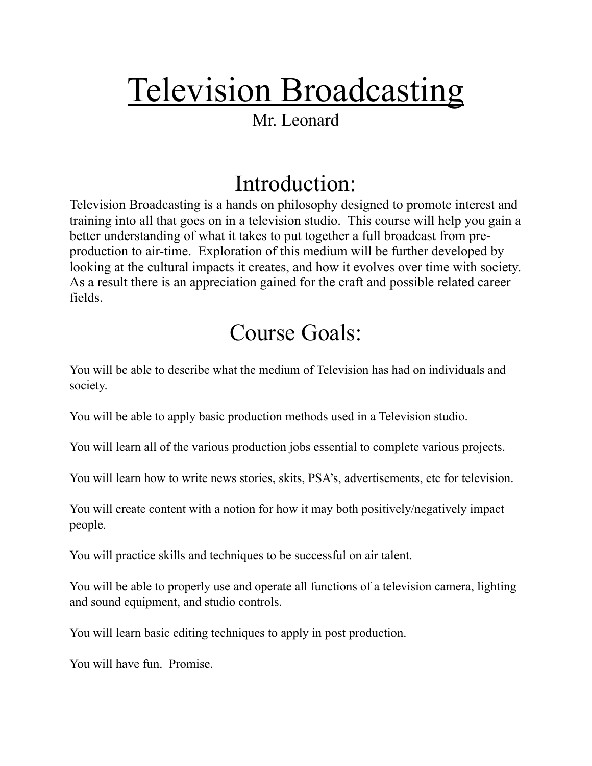# Television Broadcasting

Mr. Leonard

## Introduction:

Television Broadcasting is a hands on philosophy designed to promote interest and training into all that goes on in a television studio. This course will help you gain a better understanding of what it takes to put together a full broadcast from pre-production to air-time. Exploration of this medium will be further developed by looking at the cultural impacts it creates, and how it evolves over time with society. As a result there is an appreciation gained for the craft and possible related career fields.

## Course Goals:

You will be able to describe what the medium of Television has had on individuals and society.

You will be able to apply basic production methods used in a Television studio.

You will learn all of the various production jobs essential to complete various projects.

You will learn how to write news stories, skits, PSA's, advertisements, etc for television.

You will create content with a notion for how it may both positively/negatively impact people.

You will practice skills and techniques to be successful on air talent.

You will be able to properly use and operate all functions of a television camera, lighting and sound equipment, and studio controls.

You will learn basic editing techniques to apply in post production.

You will have fun. Promise.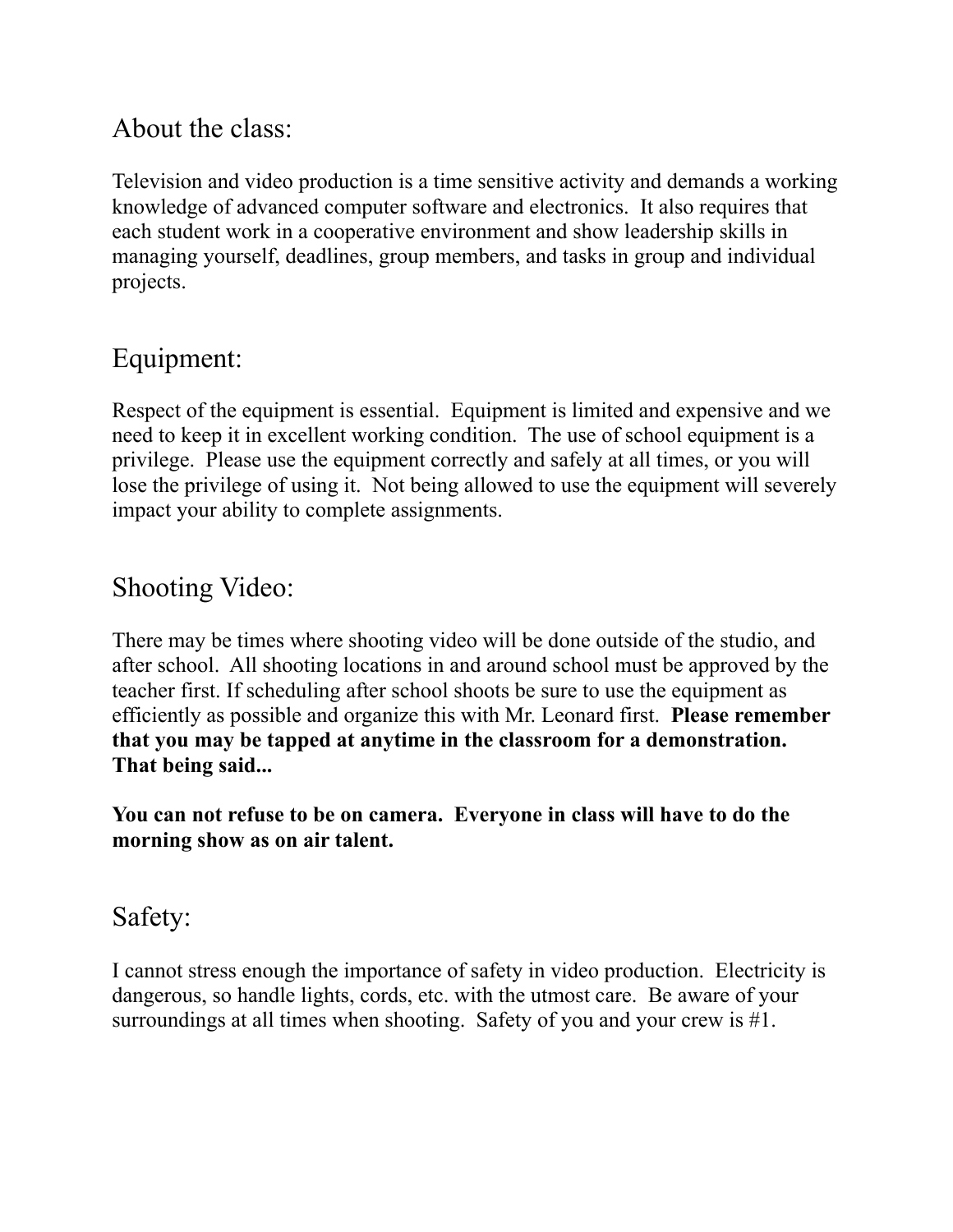## About the class:

Television and video production is a time sensitive activity and demands a working knowledge of advanced computer software and electronics. It also requires that each student work in a cooperative environment and show leadership skills in managing yourself, deadlines, group members, and tasks in group and individual projects.

## Equipment:

Respect of the equipment is essential. Equipment is limited and expensive and we need to keep it in excellent working condition. The use of school equipment is a privilege. Please use the equipment correctly and safely at all times, or you will lose the privilege of using it. Not being allowed to use the equipment will severely impact your ability to complete assignments.

## Shooting Video:

There may be times where shooting video will be done outside of the studio, and after school. All shooting locations in and around school must be approved by the teacher first. If scheduling after school shoots be sure to use the equipment as efficiently as possible and organize this with Mr. Leonard first. **Please remember that you may be tapped at anytime in the classroom for a demonstration. That being said...**

**You can not refuse to be on camera. Everyone in class will have to do the morning show as on air talent.**

## Safety:

I cannot stress enough the importance of safety in video production. Electricity is dangerous, so handle lights, cords, etc. with the utmost care. Be aware of your surroundings at all times when shooting. Safety of you and your crew is #1.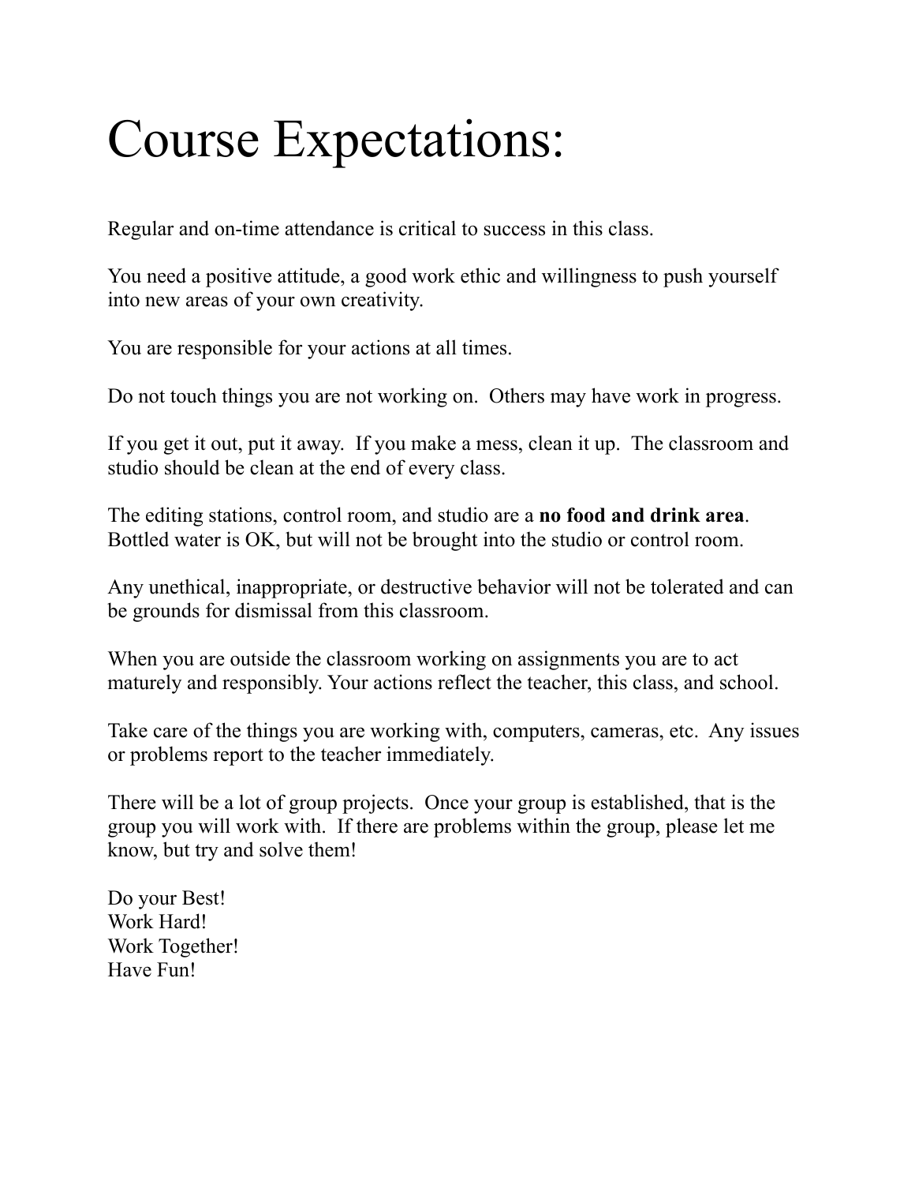# Course Expectations:

Regular and on-time attendance is critical to success in this class.

You need a positive attitude, a good work ethic and willingness to push yourself into new areas of your own creativity.

You are responsible for your actions at all times.

Do not touch things you are not working on. Others may have work in progress.

If you get it out, put it away. If you make a mess, clean it up. The classroom and studio should be clean at the end of every class.

The editing stations, control room, and studio are a **no food and drink area**. Bottled water is OK, but will not be brought into the studio or control room.

Any unethical, inappropriate, or destructive behavior will not be tolerated and can be grounds for dismissal from this classroom.

When you are outside the classroom working on assignments you are to act maturely and responsibly. Your actions reflect the teacher, this class, and school.

Take care of the things you are working with, computers, cameras, etc. Any issues or problems report to the teacher immediately.

There will be a lot of group projects. Once your group is established, that is the group you will work with. If there are problems within the group, please let me know, but try and solve them!

Do your Best!
Work Hard!
Work Together!
Have Fun!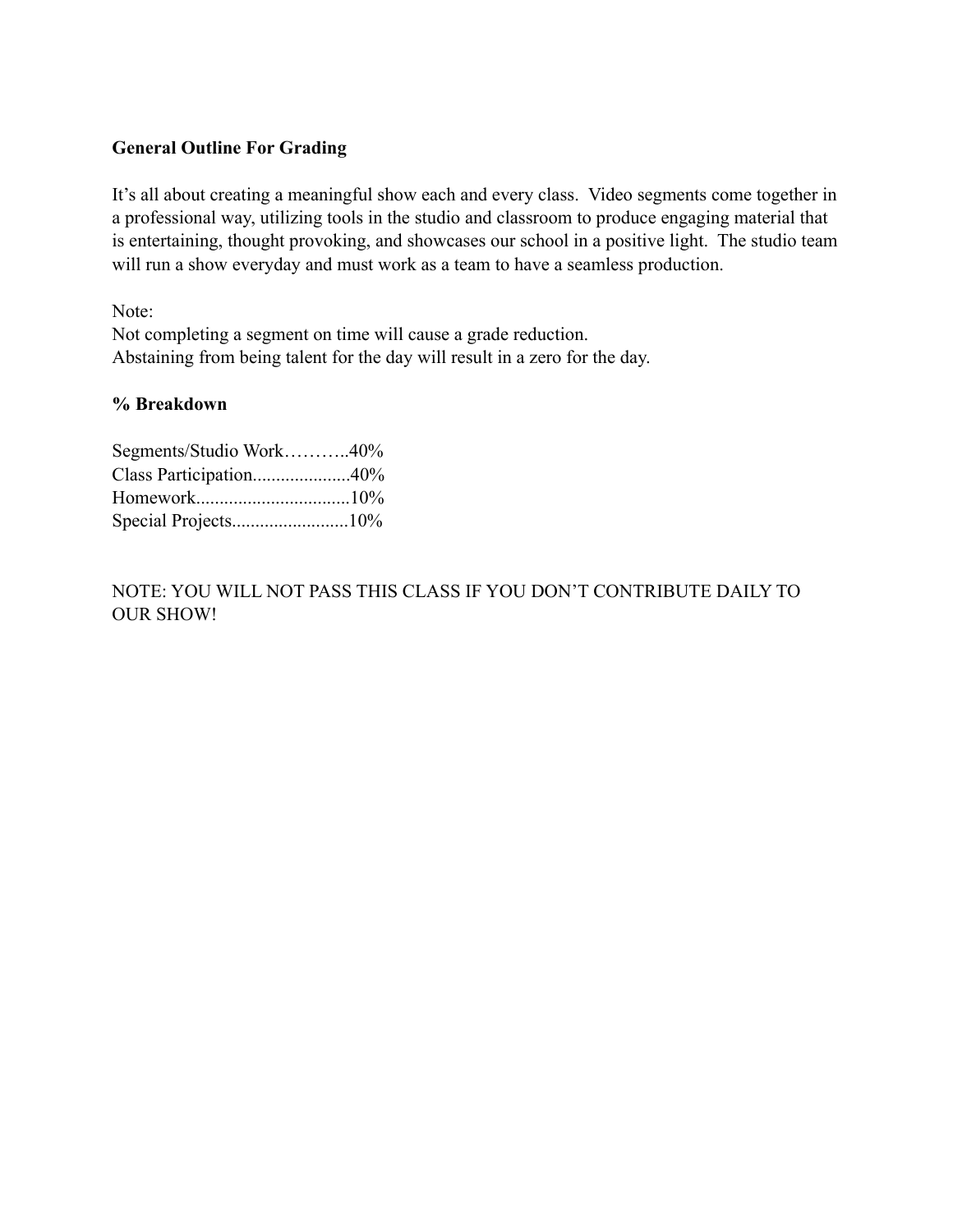**General Outline For Grading**

It's all about creating a meaningful show each and every class. Video segments come together in a professional way, utilizing tools in the studio and classroom to produce engaging material that is entertaining, thought provoking, and showcases our school in a positive light. The studio team will run a show everyday and must work as a team to have a seamless production.

Note:
Not completing a segment on time will cause a grade reduction.
Abstaining from being talent for the day will result in a zero for the day.

**% Breakdown**

Segments/Studio Work………..40%
Class Participation.....................40%
Homework.................................10%
Special Projects.........................10%

NOTE: YOU WILL NOT PASS THIS CLASS IF YOU DON'T CONTRIBUTE DAILY TO OUR SHOW!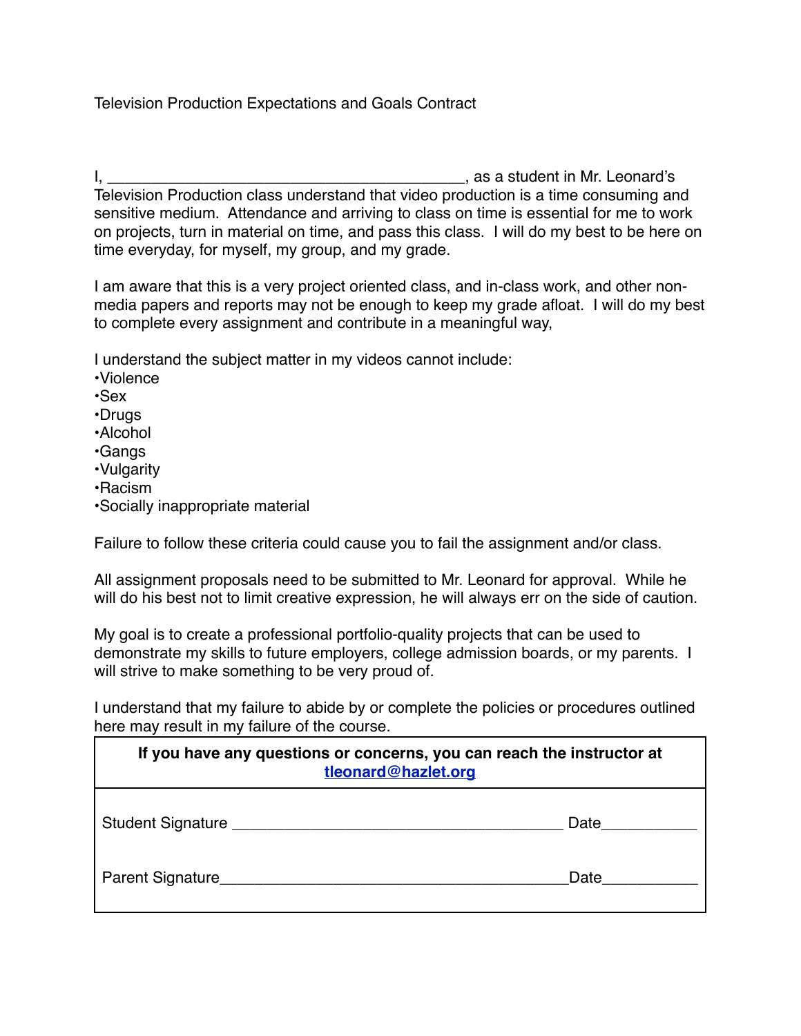Television Production Expectations and Goals Contract

I, ________________________________________, as a student in Mr. Leonard's Television Production class understand that video production is a time consuming and sensitive medium. Attendance and arriving to class on time is essential for me to work on projects, turn in material on time, and pass this class. I will do my best to be here on time everyday, for myself, my group, and my grade.

I am aware that this is a very project oriented class, and in-class work, and other non-media papers and reports may not be enough to keep my grade afloat. I will do my best to complete every assignment and contribute in a meaningful way,

I understand the subject matter in my videos cannot include:
•Violence
•Sex
•Drugs
•Alcohol
•Gangs
•Vulgarity
•Racism
•Socially inappropriate material

Failure to follow these criteria could cause you to fail the assignment and/or class.

All assignment proposals need to be submitted to Mr. Leonard for approval. While he will do his best not to limit creative expression, he will always err on the side of caution.

My goal is to create a professional portfolio-quality projects that can be used to demonstrate my skills to future employers, college admission boards, or my parents. I will strive to make something to be very proud of.

I understand that my failure to abide by or complete the policies or procedures outlined here may result in my failure of the course.

**If you have any questions or concerns, you can reach the instructor at [tleonard@hazlet.org](mailto:tleonard@hazlet.org)**

Student Signature ____________________________________ Date__________

Parent Signature______________________________________Date__________